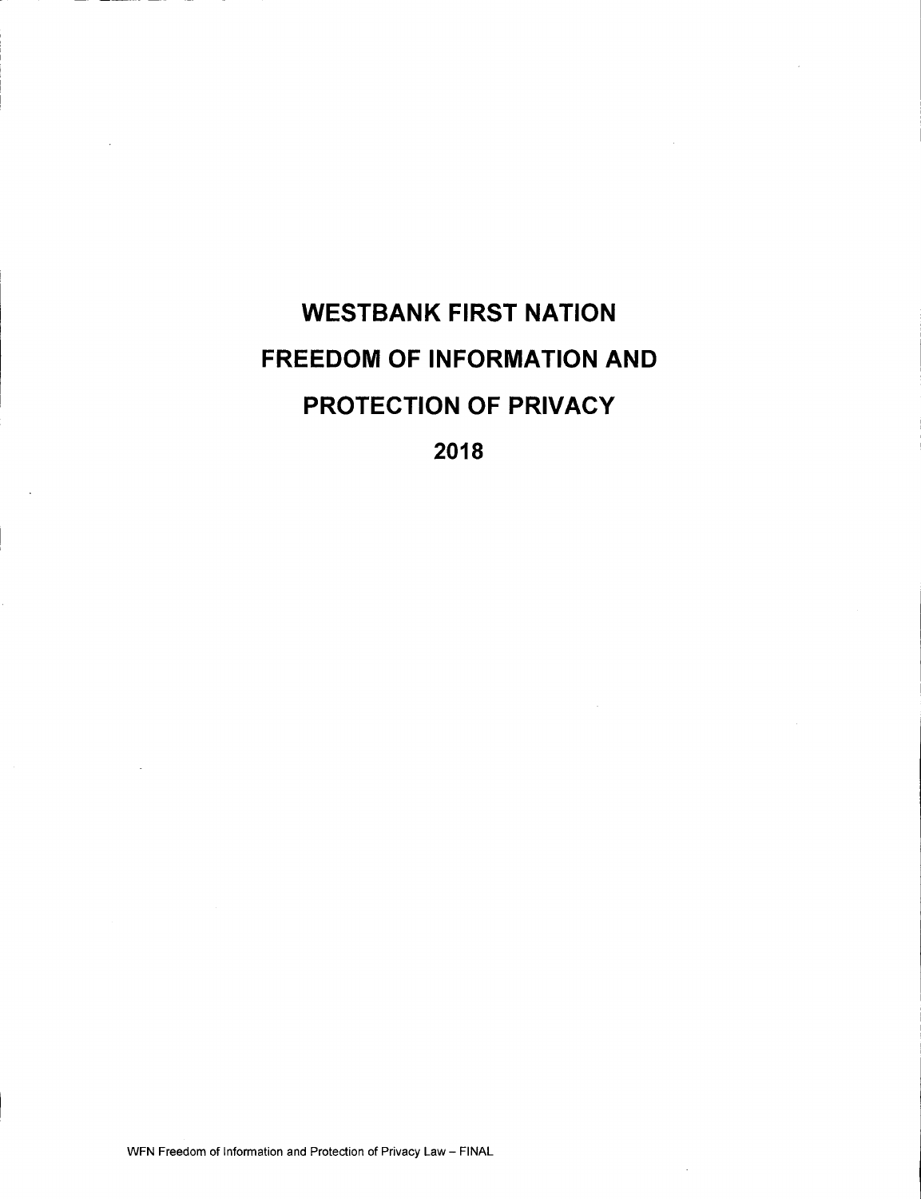# WESTBANK FIRST NATION FREEDOM OF INFORMATION AND PROTECTION OF PRIVACY

## 2018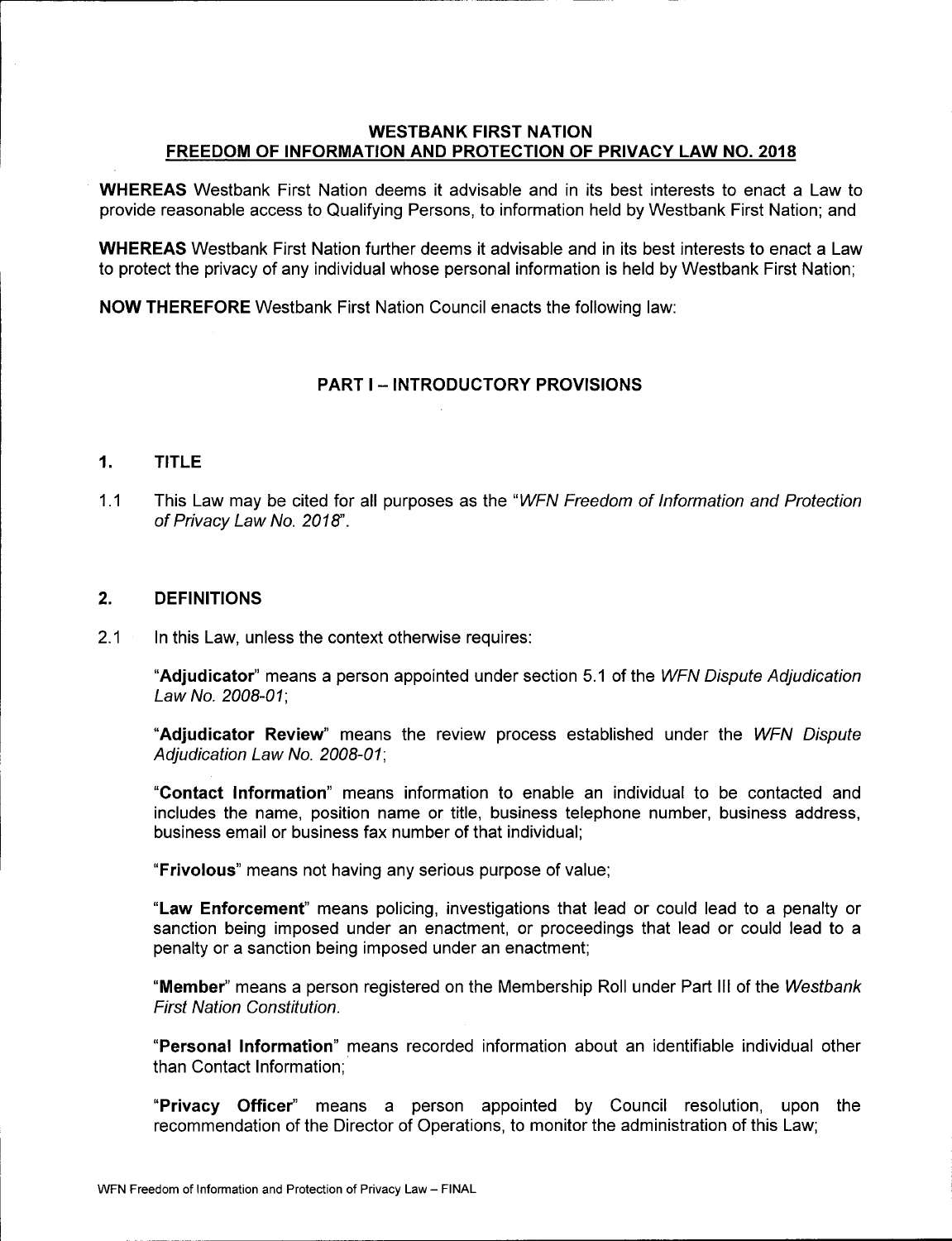# WESTBANK FIRST NATION
## FREEDOM OF INFORMATION AND PROTECTION OF PRIVACY LAW NO. 2018

**WHEREAS** Westbank First Nation deems it advisable and in its best interests to enact a Law to provide reasonable access to Qualifying Persons, to information held by Westbank First Nation; and

**WHEREAS** Westbank First Nation further deems it advisable and in its best interests to enact a Law to protect the privacy of any individual whose personal information is held by Westbank First Nation;

**NOW THEREFORE** Westbank First Nation Council enacts the following law:

## PART I – INTRODUCTORY PROVISIONS

### 1. TITLE

1.1 This Law may be cited for all purposes as the "*WFN Freedom of Information and Protection of Privacy Law No. 2018*".

### 2. DEFINITIONS

2.1 In this Law, unless the context otherwise requires:

"**Adjudicator**" means a person appointed under section 5.1 of the *WFN Dispute Adjudication Law No. 2008-01*;

"**Adjudicator Review**" means the review process established under the *WFN Dispute Adjudication Law No. 2008-01*;

"**Contact Information**" means information to enable an individual to be contacted and includes the name, position name or title, business telephone number, business address, business email or business fax number of that individual;

"**Frivolous**" means not having any serious purpose of value;

"**Law Enforcement**" means policing, investigations that lead or could lead to a penalty or sanction being imposed under an enactment, or proceedings that lead or could lead to a penalty or a sanction being imposed under an enactment;

"**Member**" means a person registered on the Membership Roll under Part III of the *Westbank First Nation Constitution*.

"**Personal Information**" means recorded information about an identifiable individual other than Contact Information;

"**Privacy Officer**" means a person appointed by Council resolution, upon the recommendation of the Director of Operations, to monitor the administration of this Law;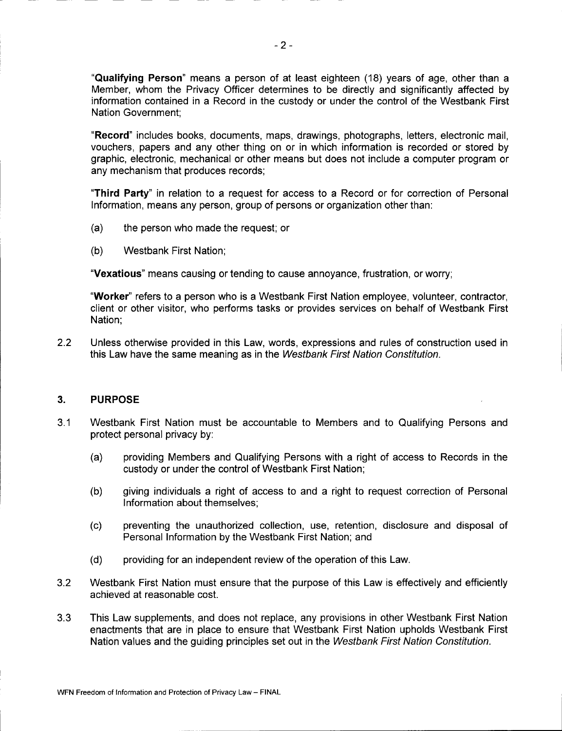"**Qualifying Person**" means a person of at least eighteen (18) years of age, other than a Member, whom the Privacy Officer determines to be directly and significantly affected by information contained in a Record in the custody or under the control of the Westbank First Nation Government;

"**Record**" includes books, documents, maps, drawings, photographs, letters, electronic mail, vouchers, papers and any other thing on or in which information is recorded or stored by graphic, electronic, mechanical or other means but does not include a computer program or any mechanism that produces records;

"**Third Party**" in relation to a request for access to a Record or for correction of Personal Information, means any person, group of persons or organization other than:

(a) the person who made the request; or

(b) Westbank First Nation;

"**Vexatious**" means causing or tending to cause annoyance, frustration, or worry;

"**Worker**" refers to a person who is a Westbank First Nation employee, volunteer, contractor, client or other visitor, who performs tasks or provides services on behalf of Westbank First Nation;

2.2 Unless otherwise provided in this Law, words, expressions and rules of construction used in this Law have the same meaning as in the *Westbank First Nation Constitution*.

## 3. PURPOSE

3.1 Westbank First Nation must be accountable to Members and to Qualifying Persons and protect personal privacy by:

(a) providing Members and Qualifying Persons with a right of access to Records in the custody or under the control of Westbank First Nation;

(b) giving individuals a right of access to and a right to request correction of Personal Information about themselves;

(c) preventing the unauthorized collection, use, retention, disclosure and disposal of Personal Information by the Westbank First Nation; and

(d) providing for an independent review of the operation of this Law.

3.2 Westbank First Nation must ensure that the purpose of this Law is effectively and efficiently achieved at reasonable cost.

3.3 This Law supplements, and does not replace, any provisions in other Westbank First Nation enactments that are in place to ensure that Westbank First Nation upholds Westbank First Nation values and the guiding principles set out in the *Westbank First Nation Constitution*.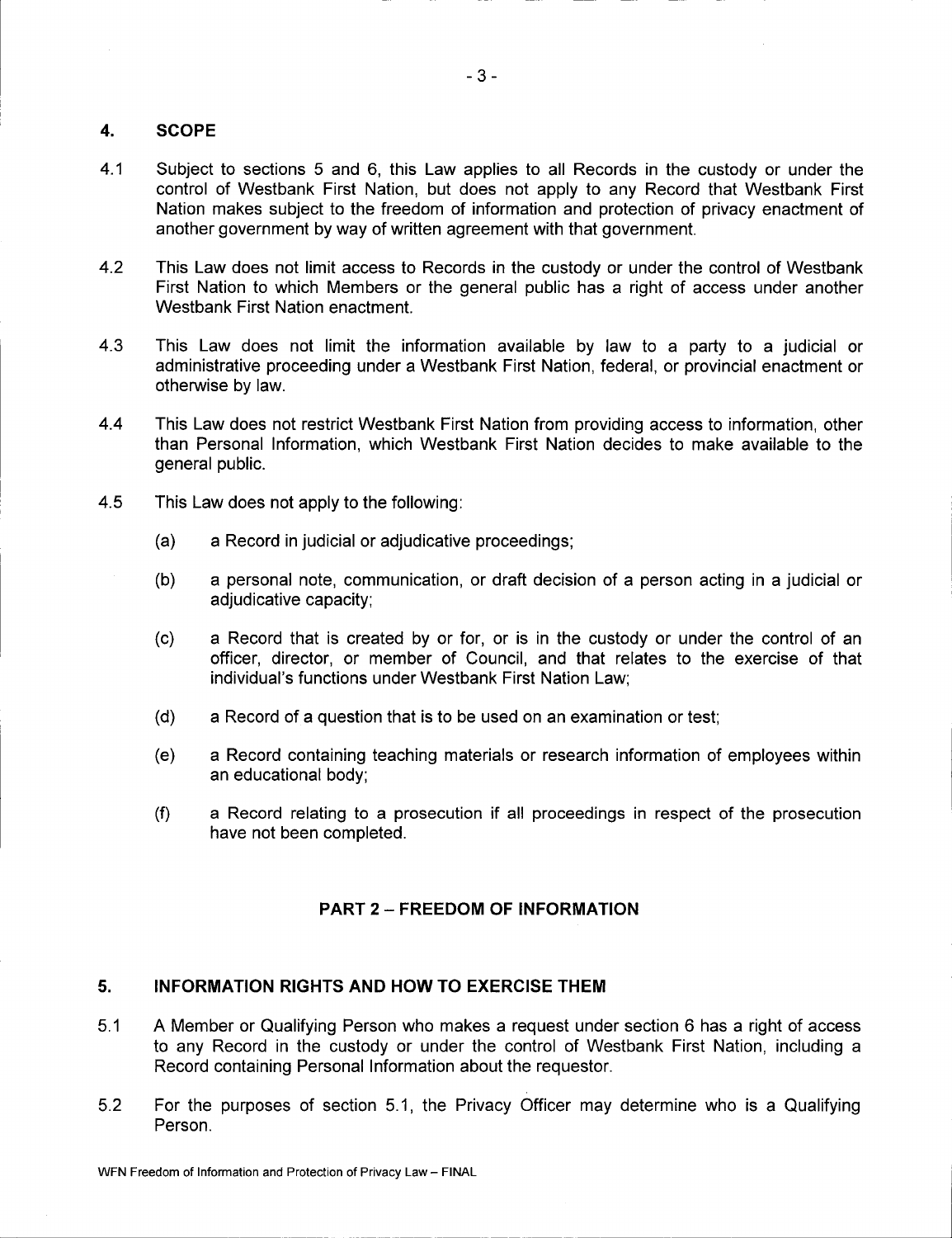## 4. SCOPE

4.1 Subject to sections 5 and 6, this Law applies to all Records in the custody or under the control of Westbank First Nation, but does not apply to any Record that Westbank First Nation makes subject to the freedom of information and protection of privacy enactment of another government by way of written agreement with that government.

4.2 This Law does not limit access to Records in the custody or under the control of Westbank First Nation to which Members or the general public has a right of access under another Westbank First Nation enactment.

4.3 This Law does not limit the information available by law to a party to a judicial or administrative proceeding under a Westbank First Nation, federal, or provincial enactment or otherwise by law.

4.4 This Law does not restrict Westbank First Nation from providing access to information, other than Personal Information, which Westbank First Nation decides to make available to the general public.

4.5 This Law does not apply to the following:

(a) a Record in judicial or adjudicative proceedings;

(b) a personal note, communication, or draft decision of a person acting in a judicial or adjudicative capacity;

(c) a Record that is created by or for, or is in the custody or under the control of an officer, director, or member of Council, and that relates to the exercise of that individual's functions under Westbank First Nation Law;

(d) a Record of a question that is to be used on an examination or test;

(e) a Record containing teaching materials or research information of employees within an educational body;

(f) a Record relating to a prosecution if all proceedings in respect of the prosecution have not been completed.

# PART 2 – FREEDOM OF INFORMATION

## 5. INFORMATION RIGHTS AND HOW TO EXERCISE THEM

5.1 A Member or Qualifying Person who makes a request under section 6 has a right of access to any Record in the custody or under the control of Westbank First Nation, including a Record containing Personal Information about the requestor.

5.2 For the purposes of section 5.1, the Privacy Officer may determine who is a Qualifying Person.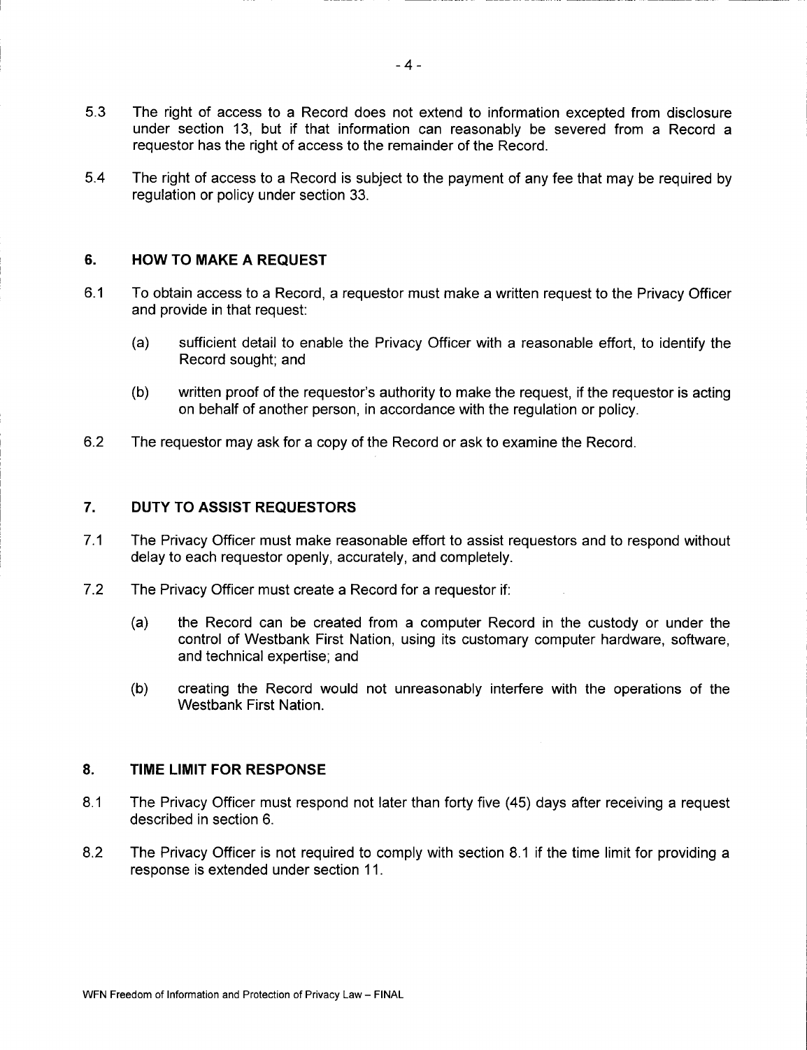5.3 The right of access to a Record does not extend to information excepted from disclosure under section 13, but if that information can reasonably be severed from a Record a requestor has the right of access to the remainder of the Record.

5.4 The right of access to a Record is subject to the payment of any fee that may be required by regulation or policy under section 33.

## 6. HOW TO MAKE A REQUEST

6.1 To obtain access to a Record, a requestor must make a written request to the Privacy Officer and provide in that request:

(a) sufficient detail to enable the Privacy Officer with a reasonable effort, to identify the Record sought; and

(b) written proof of the requestor's authority to make the request, if the requestor is acting on behalf of another person, in accordance with the regulation or policy.

6.2 The requestor may ask for a copy of the Record or ask to examine the Record.

## 7. DUTY TO ASSIST REQUESTORS

7.1 The Privacy Officer must make reasonable effort to assist requestors and to respond without delay to each requestor openly, accurately, and completely.

7.2 The Privacy Officer must create a Record for a requestor if:

(a) the Record can be created from a computer Record in the custody or under the control of Westbank First Nation, using its customary computer hardware, software, and technical expertise; and

(b) creating the Record would not unreasonably interfere with the operations of the Westbank First Nation.

## 8. TIME LIMIT FOR RESPONSE

8.1 The Privacy Officer must respond not later than forty five (45) days after receiving a request described in section 6.

8.2 The Privacy Officer is not required to comply with section 8.1 if the time limit for providing a response is extended under section 11.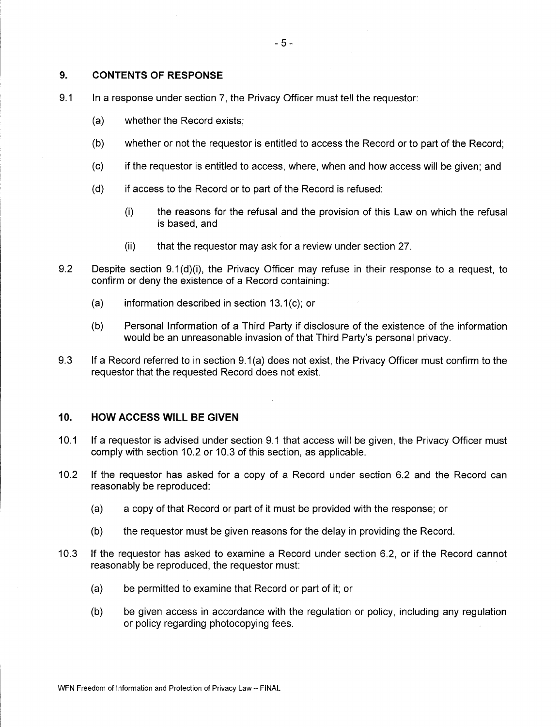## 9. CONTENTS OF RESPONSE

9.1 In a response under section 7, the Privacy Officer must tell the requestor:

(a) whether the Record exists;

(b) whether or not the requestor is entitled to access the Record or to part of the Record;

(c) if the requestor is entitled to access, where, when and how access will be given; and

(d) if access to the Record or to part of the Record is refused:

(i) the reasons for the refusal and the provision of this Law on which the refusal is based, and

(ii) that the requestor may ask for a review under section 27.

9.2 Despite section 9.1(d)(i), the Privacy Officer may refuse in their response to a request, to confirm or deny the existence of a Record containing:

(a) information described in section 13.1(c); or

(b) Personal Information of a Third Party if disclosure of the existence of the information would be an unreasonable invasion of that Third Party's personal privacy.

9.3 If a Record referred to in section 9.1(a) does not exist, the Privacy Officer must confirm to the requestor that the requested Record does not exist.

## 10. HOW ACCESS WILL BE GIVEN

10.1 If a requestor is advised under section 9.1 that access will be given, the Privacy Officer must comply with section 10.2 or 10.3 of this section, as applicable.

10.2 If the requestor has asked for a copy of a Record under section 6.2 and the Record can reasonably be reproduced:

(a) a copy of that Record or part of it must be provided with the response; or

(b) the requestor must be given reasons for the delay in providing the Record.

10.3 If the requestor has asked to examine a Record under section 6.2, or if the Record cannot reasonably be reproduced, the requestor must:

(a) be permitted to examine that Record or part of it; or

(b) be given access in accordance with the regulation or policy, including any regulation or policy regarding photocopying fees.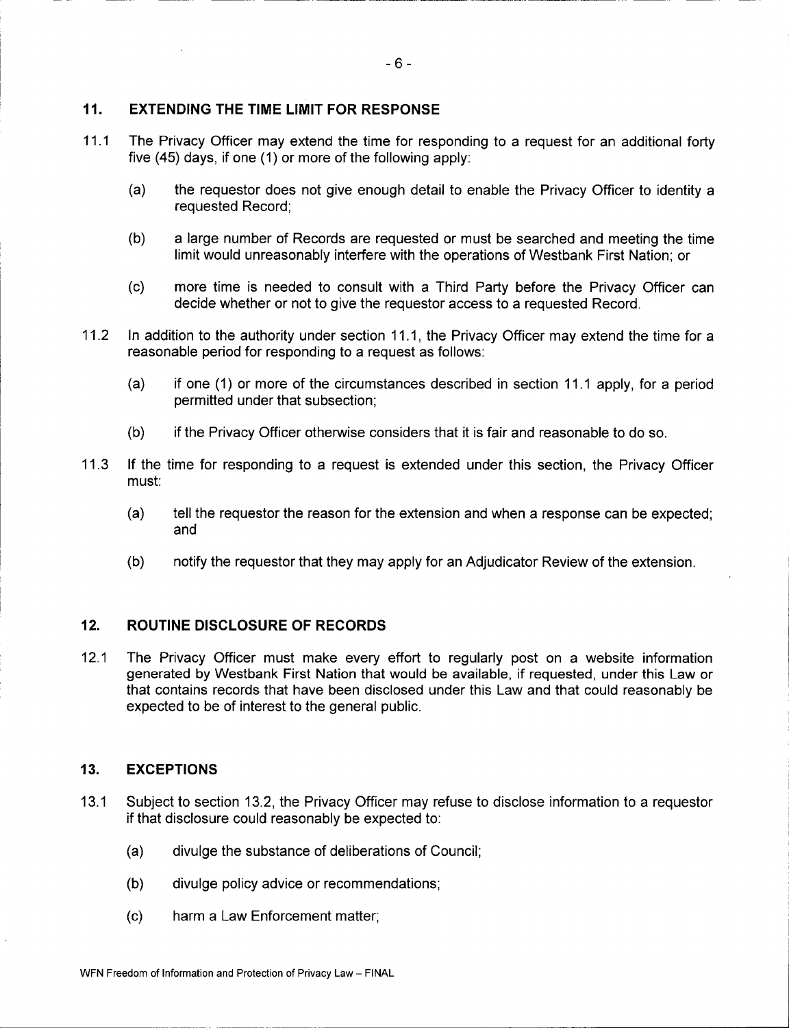## 11. EXTENDING THE TIME LIMIT FOR RESPONSE

11.1 The Privacy Officer may extend the time for responding to a request for an additional forty five (45) days, if one (1) or more of the following apply:

(a) the requestor does not give enough detail to enable the Privacy Officer to identity a requested Record;

(b) a large number of Records are requested or must be searched and meeting the time limit would unreasonably interfere with the operations of Westbank First Nation; or

(c) more time is needed to consult with a Third Party before the Privacy Officer can decide whether or not to give the requestor access to a requested Record.

11.2 In addition to the authority under section 11.1, the Privacy Officer may extend the time for a reasonable period for responding to a request as follows:

(a) if one (1) or more of the circumstances described in section 11.1 apply, for a period permitted under that subsection;

(b) if the Privacy Officer otherwise considers that it is fair and reasonable to do so.

11.3 If the time for responding to a request is extended under this section, the Privacy Officer must:

(a) tell the requestor the reason for the extension and when a response can be expected; and

(b) notify the requestor that they may apply for an Adjudicator Review of the extension.

## 12. ROUTINE DISCLOSURE OF RECORDS

12.1 The Privacy Officer must make every effort to regularly post on a website information generated by Westbank First Nation that would be available, if requested, under this Law or that contains records that have been disclosed under this Law and that could reasonably be expected to be of interest to the general public.

## 13. EXCEPTIONS

13.1 Subject to section 13.2, the Privacy Officer may refuse to disclose information to a requestor if that disclosure could reasonably be expected to:

(a) divulge the substance of deliberations of Council;

(b) divulge policy advice or recommendations;

(c) harm a Law Enforcement matter;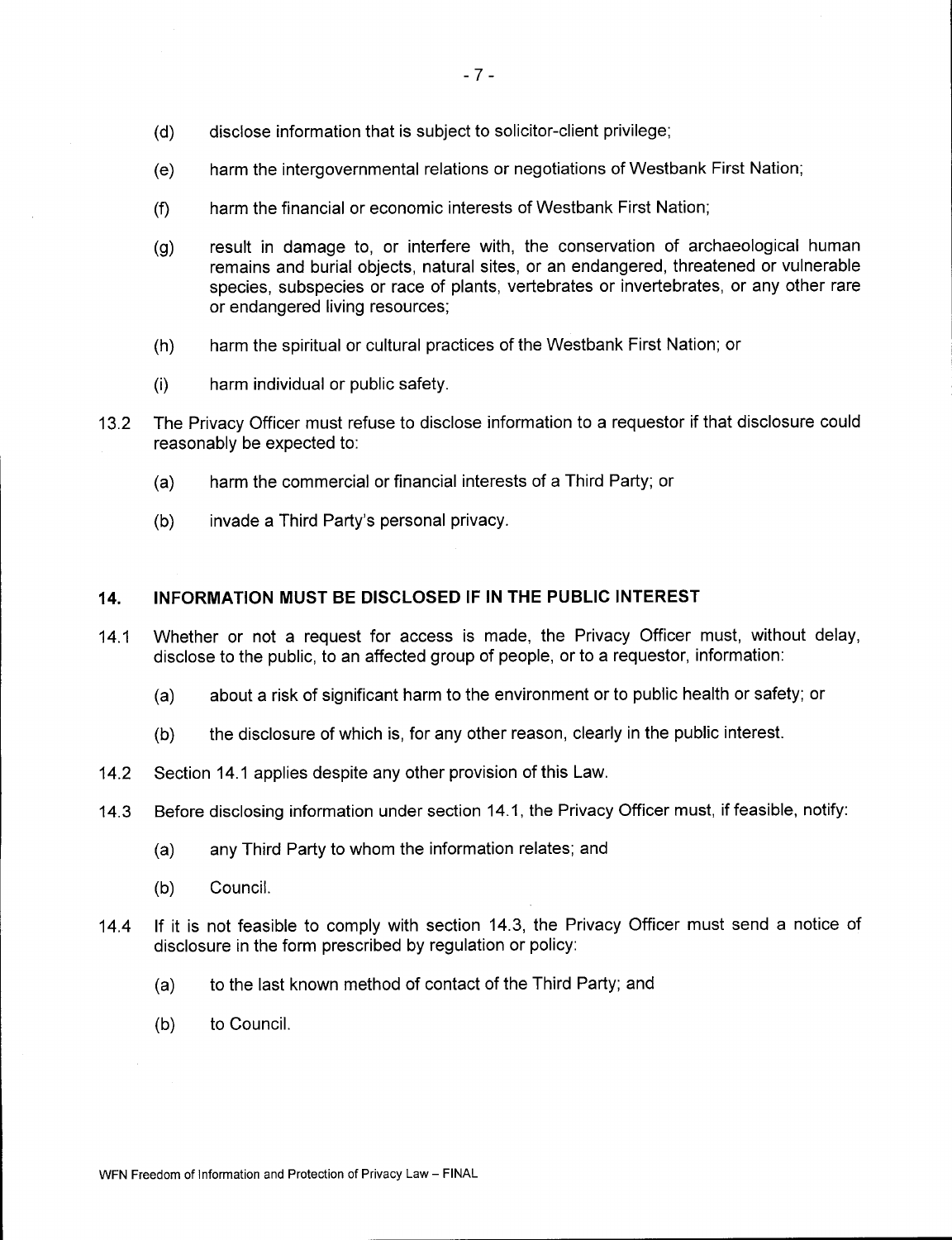(d) disclose information that is subject to solicitor-client privilege;

(e) harm the intergovernmental relations or negotiations of Westbank First Nation;

(f) harm the financial or economic interests of Westbank First Nation;

(g) result in damage to, or interfere with, the conservation of archaeological human remains and burial objects, natural sites, or an endangered, threatened or vulnerable species, subspecies or race of plants, vertebrates or invertebrates, or any other rare or endangered living resources;

(h) harm the spiritual or cultural practices of the Westbank First Nation; or

(i) harm individual or public safety.

13.2 The Privacy Officer must refuse to disclose information to a requestor if that disclosure could reasonably be expected to:

(a) harm the commercial or financial interests of a Third Party; or

(b) invade a Third Party's personal privacy.

## 14. INFORMATION MUST BE DISCLOSED IF IN THE PUBLIC INTEREST

14.1 Whether or not a request for access is made, the Privacy Officer must, without delay, disclose to the public, to an affected group of people, or to a requestor, information:

(a) about a risk of significant harm to the environment or to public health or safety; or

(b) the disclosure of which is, for any other reason, clearly in the public interest.

14.2 Section 14.1 applies despite any other provision of this Law.

14.3 Before disclosing information under section 14.1, the Privacy Officer must, if feasible, notify:

(a) any Third Party to whom the information relates; and

(b) Council.

14.4 If it is not feasible to comply with section 14.3, the Privacy Officer must send a notice of disclosure in the form prescribed by regulation or policy:

(a) to the last known method of contact of the Third Party; and

(b) to Council.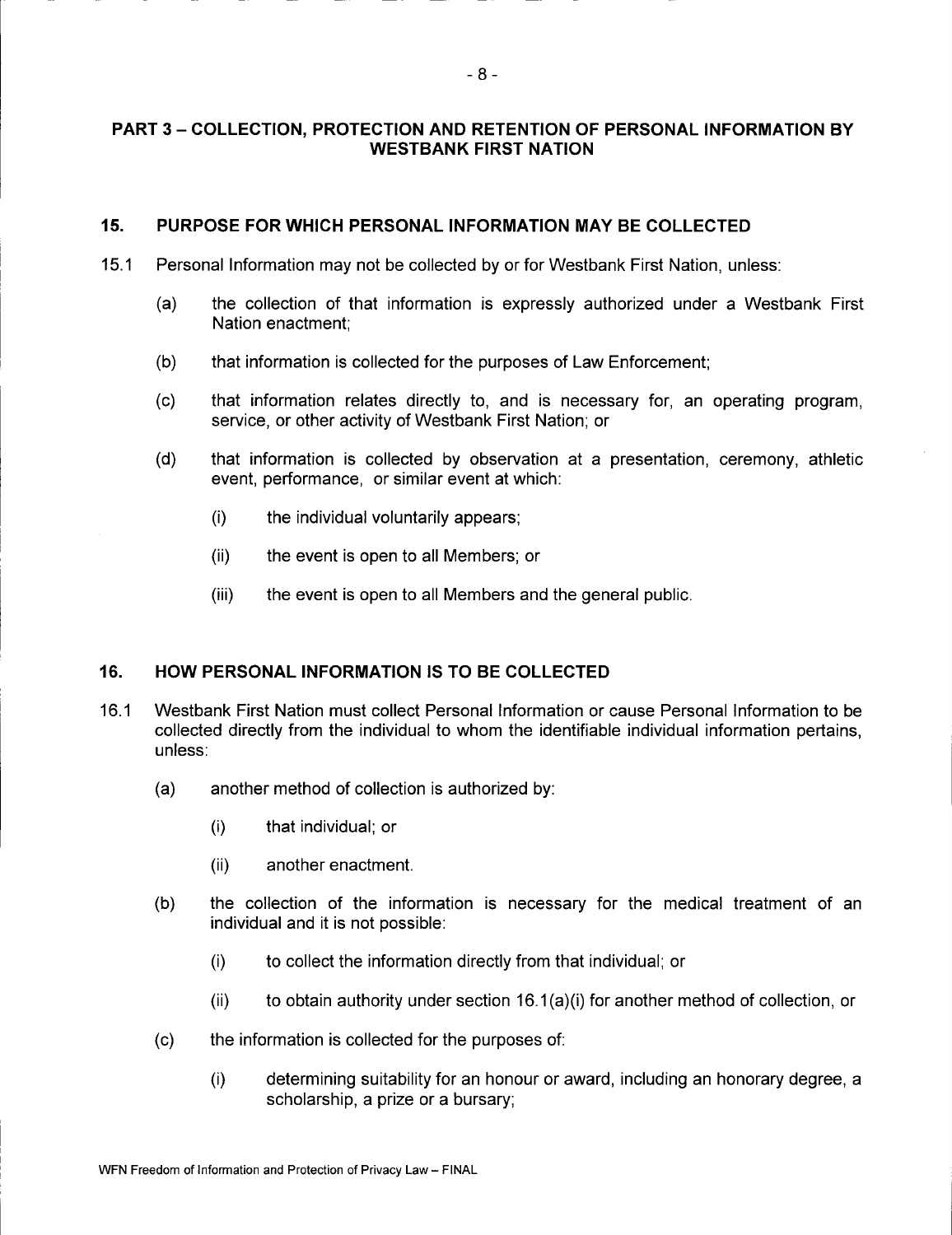## PART 3 – COLLECTION, PROTECTION AND RETENTION OF PERSONAL INFORMATION BY WESTBANK FIRST NATION

### 15. PURPOSE FOR WHICH PERSONAL INFORMATION MAY BE COLLECTED

15.1 Personal Information may not be collected by or for Westbank First Nation, unless:

(a) the collection of that information is expressly authorized under a Westbank First Nation enactment;

(b) that information is collected for the purposes of Law Enforcement;

(c) that information relates directly to, and is necessary for, an operating program, service, or other activity of Westbank First Nation; or

(d) that information is collected by observation at a presentation, ceremony, athletic event, performance, or similar event at which:

(i) the individual voluntarily appears;

(ii) the event is open to all Members; or

(iii) the event is open to all Members and the general public.

### 16. HOW PERSONAL INFORMATION IS TO BE COLLECTED

16.1 Westbank First Nation must collect Personal Information or cause Personal Information to be collected directly from the individual to whom the identifiable individual information pertains, unless:

(a) another method of collection is authorized by:

(i) that individual; or

(ii) another enactment.

(b) the collection of the information is necessary for the medical treatment of an individual and it is not possible:

(i) to collect the information directly from that individual; or

(ii) to obtain authority under section 16.1(a)(i) for another method of collection, or

(c) the information is collected for the purposes of:

(i) determining suitability for an honour or award, including an honorary degree, a scholarship, a prize or a bursary;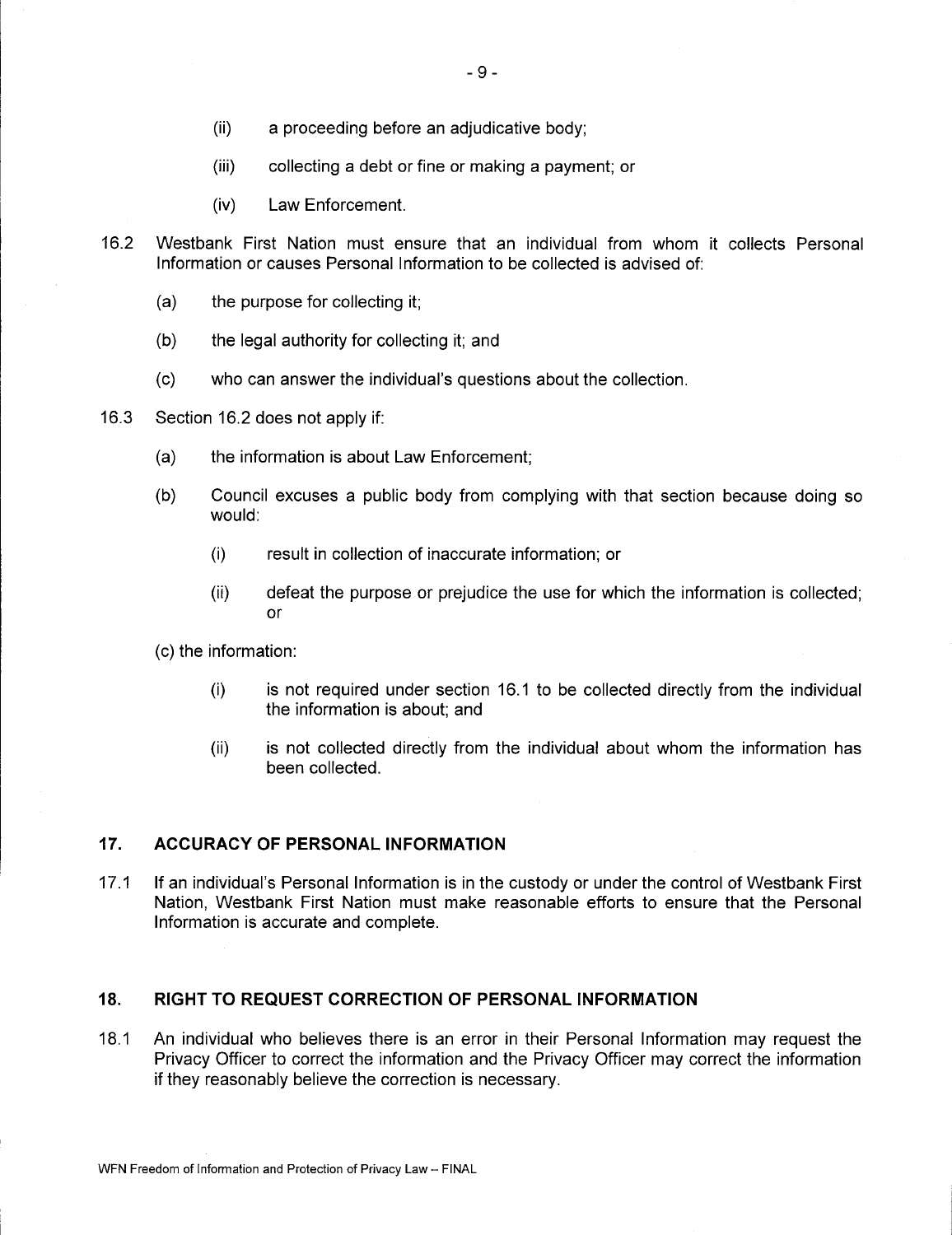(ii) a proceeding before an adjudicative body;

(iii) collecting a debt or fine or making a payment; or

(iv) Law Enforcement.

16.2 Westbank First Nation must ensure that an individual from whom it collects Personal Information or causes Personal Information to be collected is advised of:

(a) the purpose for collecting it;

(b) the legal authority for collecting it; and

(c) who can answer the individual's questions about the collection.

16.3 Section 16.2 does not apply if:

(a) the information is about Law Enforcement;

(b) Council excuses a public body from complying with that section because doing so would:

(i) result in collection of inaccurate information; or

(ii) defeat the purpose or prejudice the use for which the information is collected; or

(c) the information:

(i) is not required under section 16.1 to be collected directly from the individual the information is about; and

(ii) is not collected directly from the individual about whom the information has been collected.

## 17. ACCURACY OF PERSONAL INFORMATION

17.1 If an individual's Personal Information is in the custody or under the control of Westbank First Nation, Westbank First Nation must make reasonable efforts to ensure that the Personal Information is accurate and complete.

## 18. RIGHT TO REQUEST CORRECTION OF PERSONAL INFORMATION

18.1 An individual who believes there is an error in their Personal Information may request the Privacy Officer to correct the information and the Privacy Officer may correct the information if they reasonably believe the correction is necessary.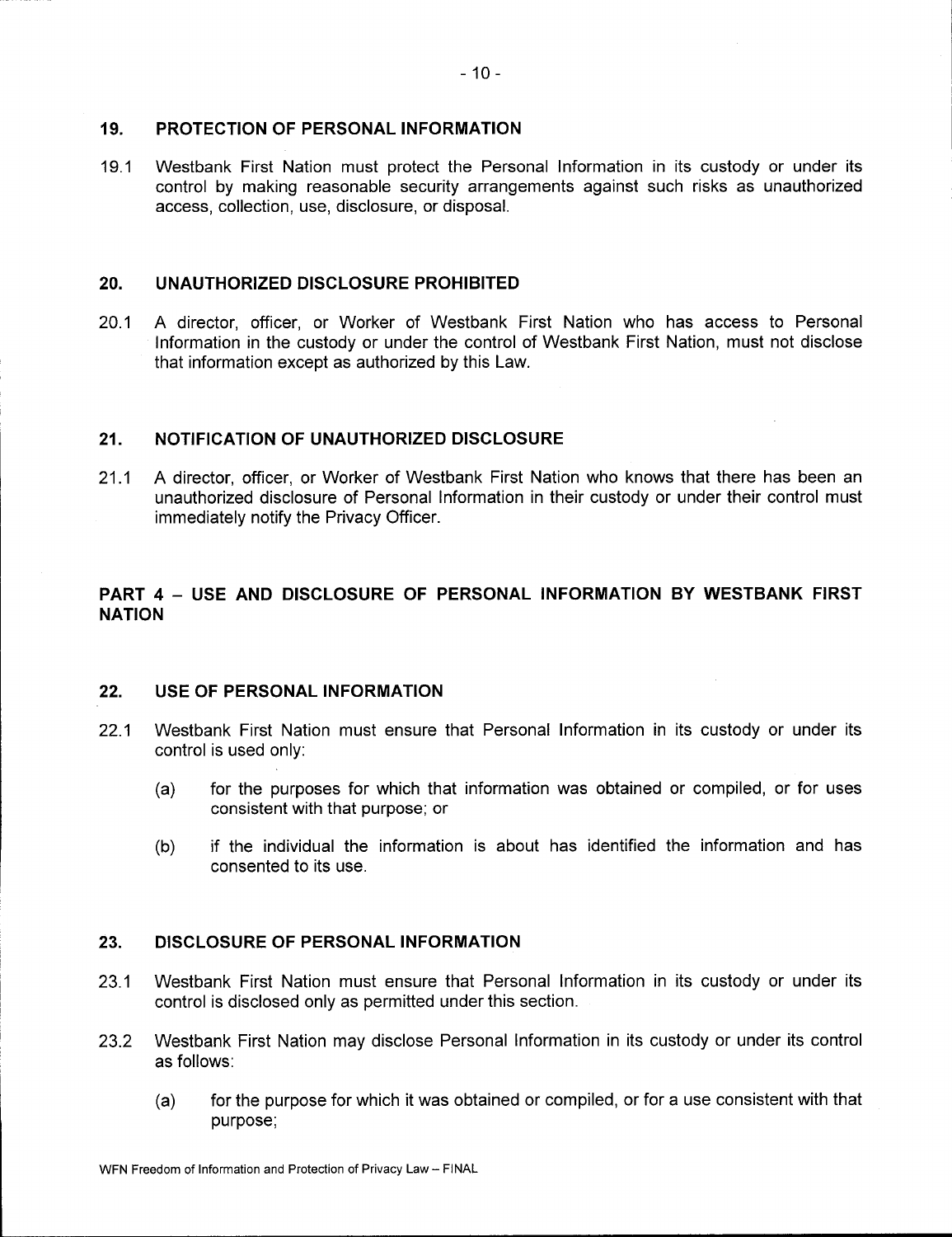## 19. PROTECTION OF PERSONAL INFORMATION

19.1 Westbank First Nation must protect the Personal Information in its custody or under its control by making reasonable security arrangements against such risks as unauthorized access, collection, use, disclosure, or disposal.

## 20. UNAUTHORIZED DISCLOSURE PROHIBITED

20.1 A director, officer, or Worker of Westbank First Nation who has access to Personal Information in the custody or under the control of Westbank First Nation, must not disclose that information except as authorized by this Law.

## 21. NOTIFICATION OF UNAUTHORIZED DISCLOSURE

21.1 A director, officer, or Worker of Westbank First Nation who knows that there has been an unauthorized disclosure of Personal Information in their custody or under their control must immediately notify the Privacy Officer.

# PART 4 – USE AND DISCLOSURE OF PERSONAL INFORMATION BY WESTBANK FIRST NATION

## 22. USE OF PERSONAL INFORMATION

22.1 Westbank First Nation must ensure that Personal Information in its custody or under its control is used only:

(a) for the purposes for which that information was obtained or compiled, or for uses consistent with that purpose; or

(b) if the individual the information is about has identified the information and has consented to its use.

## 23. DISCLOSURE OF PERSONAL INFORMATION

23.1 Westbank First Nation must ensure that Personal Information in its custody or under its control is disclosed only as permitted under this section.

23.2 Westbank First Nation may disclose Personal Information in its custody or under its control as follows:

(a) for the purpose for which it was obtained or compiled, or for a use consistent with that purpose;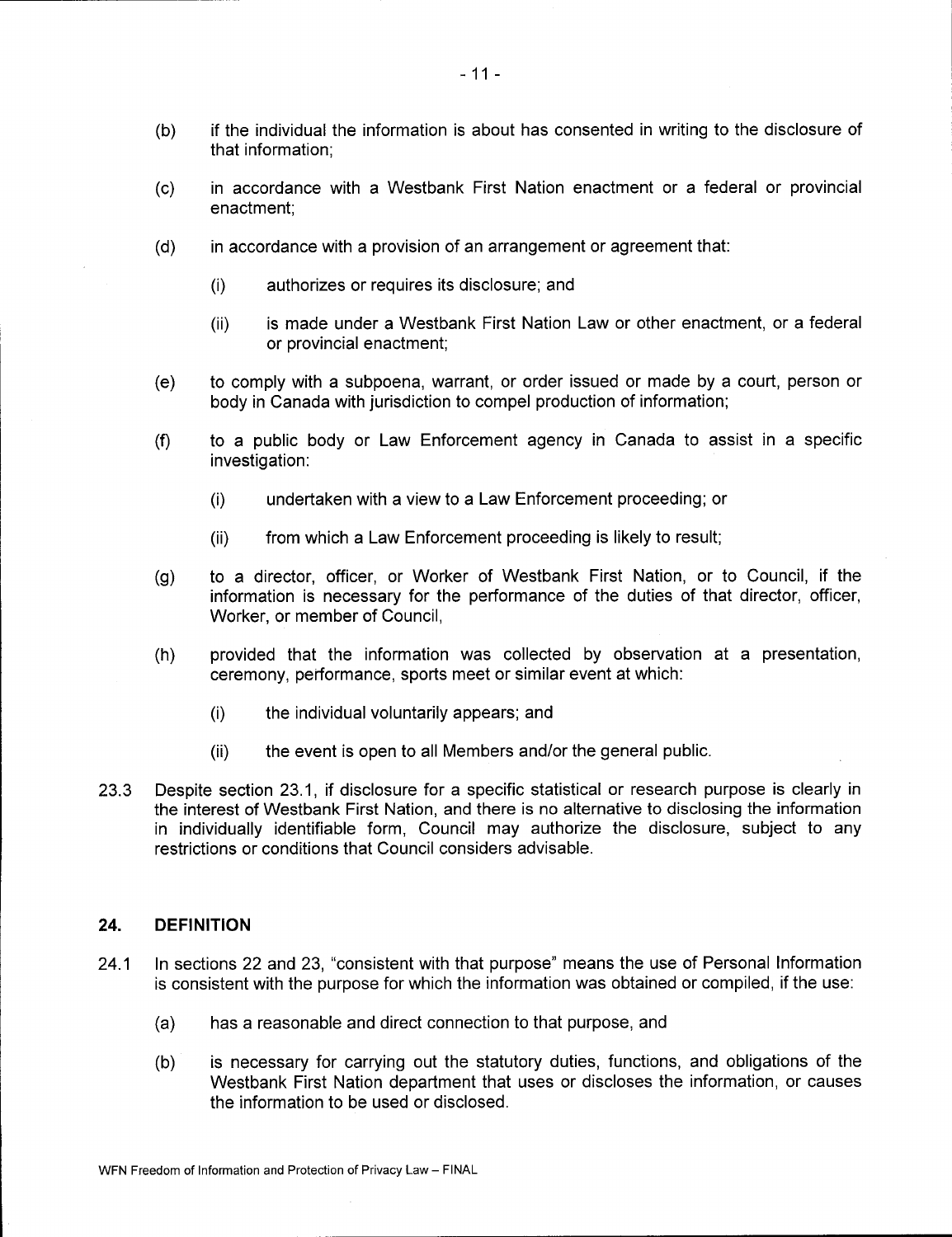(b) if the individual the information is about has consented in writing to the disclosure of that information;

(c) in accordance with a Westbank First Nation enactment or a federal or provincial enactment;

(d) in accordance with a provision of an arrangement or agreement that:

  (i) authorizes or requires its disclosure; and

  (ii) is made under a Westbank First Nation Law or other enactment, or a federal or provincial enactment;

(e) to comply with a subpoena, warrant, or order issued or made by a court, person or body in Canada with jurisdiction to compel production of information;

(f) to a public body or Law Enforcement agency in Canada to assist in a specific investigation:

  (i) undertaken with a view to a Law Enforcement proceeding; or

  (ii) from which a Law Enforcement proceeding is likely to result;

(g) to a director, officer, or Worker of Westbank First Nation, or to Council, if the information is necessary for the performance of the duties of that director, officer, Worker, or member of Council,

(h) provided that the information was collected by observation at a presentation, ceremony, performance, sports meet or similar event at which:

  (i) the individual voluntarily appears; and

  (ii) the event is open to all Members and/or the general public.

23.3 Despite section 23.1, if disclosure for a specific statistical or research purpose is clearly in the interest of Westbank First Nation, and there is no alternative to disclosing the information in individually identifiable form, Council may authorize the disclosure, subject to any restrictions or conditions that Council considers advisable.

## 24. DEFINITION

24.1 In sections 22 and 23, "consistent with that purpose" means the use of Personal Information is consistent with the purpose for which the information was obtained or compiled, if the use:

(a) has a reasonable and direct connection to that purpose, and

(b) is necessary for carrying out the statutory duties, functions, and obligations of the Westbank First Nation department that uses or discloses the information, or causes the information to be used or disclosed.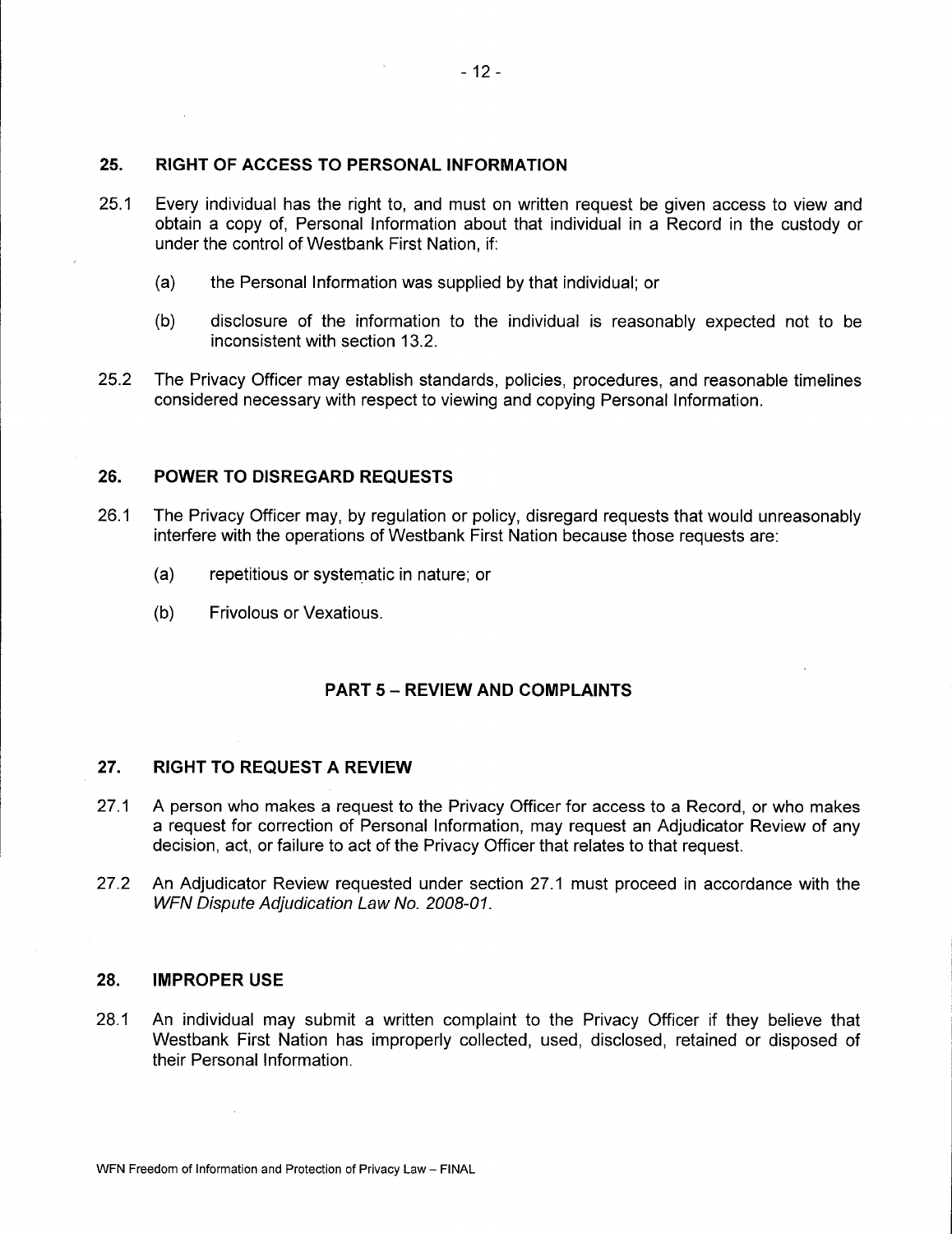## 25. RIGHT OF ACCESS TO PERSONAL INFORMATION

25.1 Every individual has the right to, and must on written request be given access to view and obtain a copy of, Personal Information about that individual in a Record in the custody or under the control of Westbank First Nation, if:

(a) the Personal Information was supplied by that individual; or

(b) disclosure of the information to the individual is reasonably expected not to be inconsistent with section 13.2.

25.2 The Privacy Officer may establish standards, policies, procedures, and reasonable timelines considered necessary with respect to viewing and copying Personal Information.

## 26. POWER TO DISREGARD REQUESTS

26.1 The Privacy Officer may, by regulation or policy, disregard requests that would unreasonably interfere with the operations of Westbank First Nation because those requests are:

(a) repetitious or systematic in nature; or

(b) Frivolous or Vexatious.

# PART 5 – REVIEW AND COMPLAINTS

## 27. RIGHT TO REQUEST A REVIEW

27.1 A person who makes a request to the Privacy Officer for access to a Record, or who makes a request for correction of Personal Information, may request an Adjudicator Review of any decision, act, or failure to act of the Privacy Officer that relates to that request.

27.2 An Adjudicator Review requested under section 27.1 must proceed in accordance with the *WFN Dispute Adjudication Law No. 2008-01.*

## 28. IMPROPER USE

28.1 An individual may submit a written complaint to the Privacy Officer if they believe that Westbank First Nation has improperly collected, used, disclosed, retained or disposed of their Personal Information.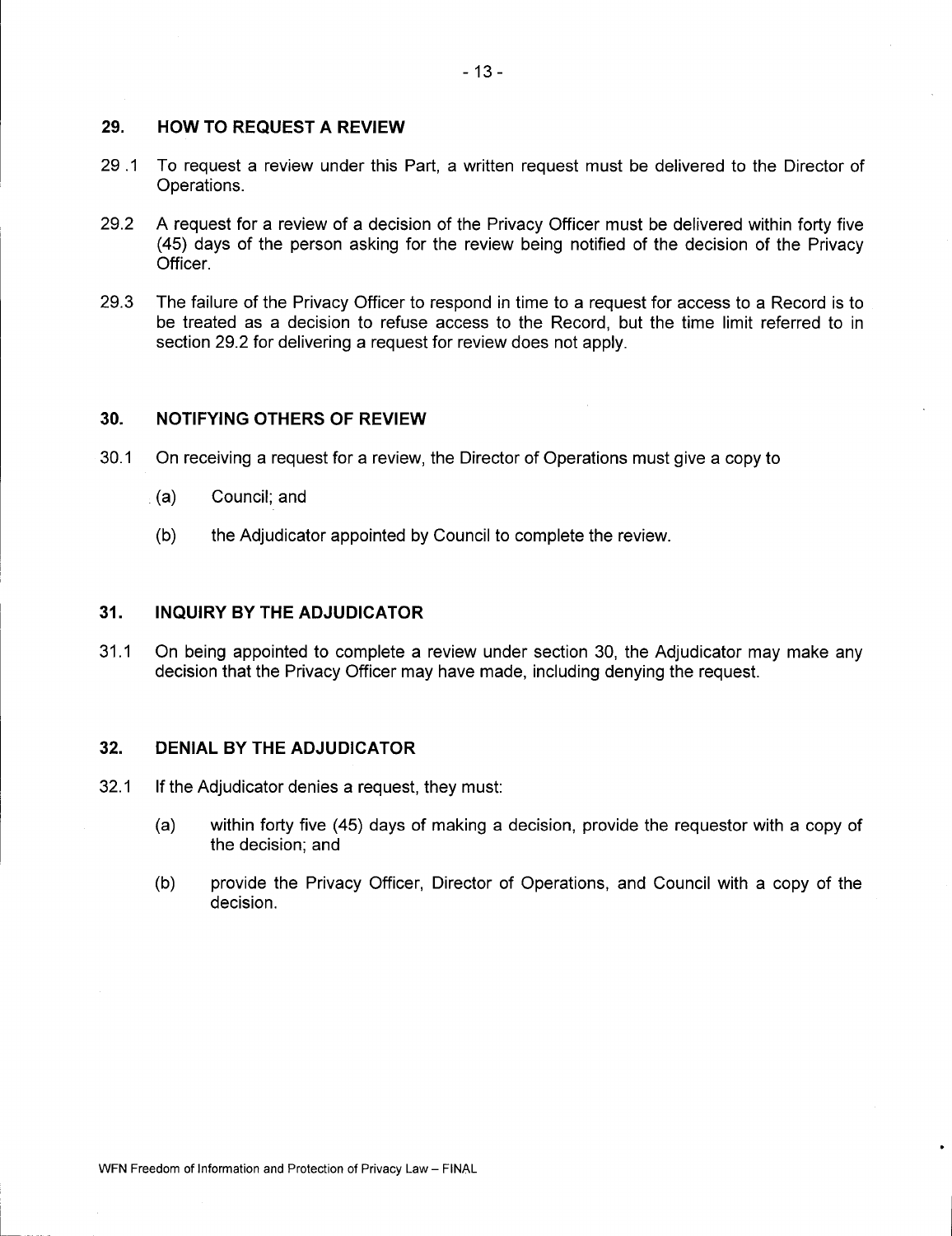## 29. HOW TO REQUEST A REVIEW

29 .1 To request a review under this Part, a written request must be delivered to the Director of Operations.

29.2 A request for a review of a decision of the Privacy Officer must be delivered within forty five (45) days of the person asking for the review being notified of the decision of the Privacy Officer.

29.3 The failure of the Privacy Officer to respond in time to a request for access to a Record is to be treated as a decision to refuse access to the Record, but the time limit referred to in section 29.2 for delivering a request for review does not apply.

## 30. NOTIFYING OTHERS OF REVIEW

30.1 On receiving a request for a review, the Director of Operations must give a copy to

(a) Council; and

(b) the Adjudicator appointed by Council to complete the review.

## 31. INQUIRY BY THE ADJUDICATOR

31.1 On being appointed to complete a review under section 30, the Adjudicator may make any decision that the Privacy Officer may have made, including denying the request.

## 32. DENIAL BY THE ADJUDICATOR

32.1 If the Adjudicator denies a request, they must:

(a) within forty five (45) days of making a decision, provide the requestor with a copy of the decision; and

(b) provide the Privacy Officer, Director of Operations, and Council with a copy of the decision.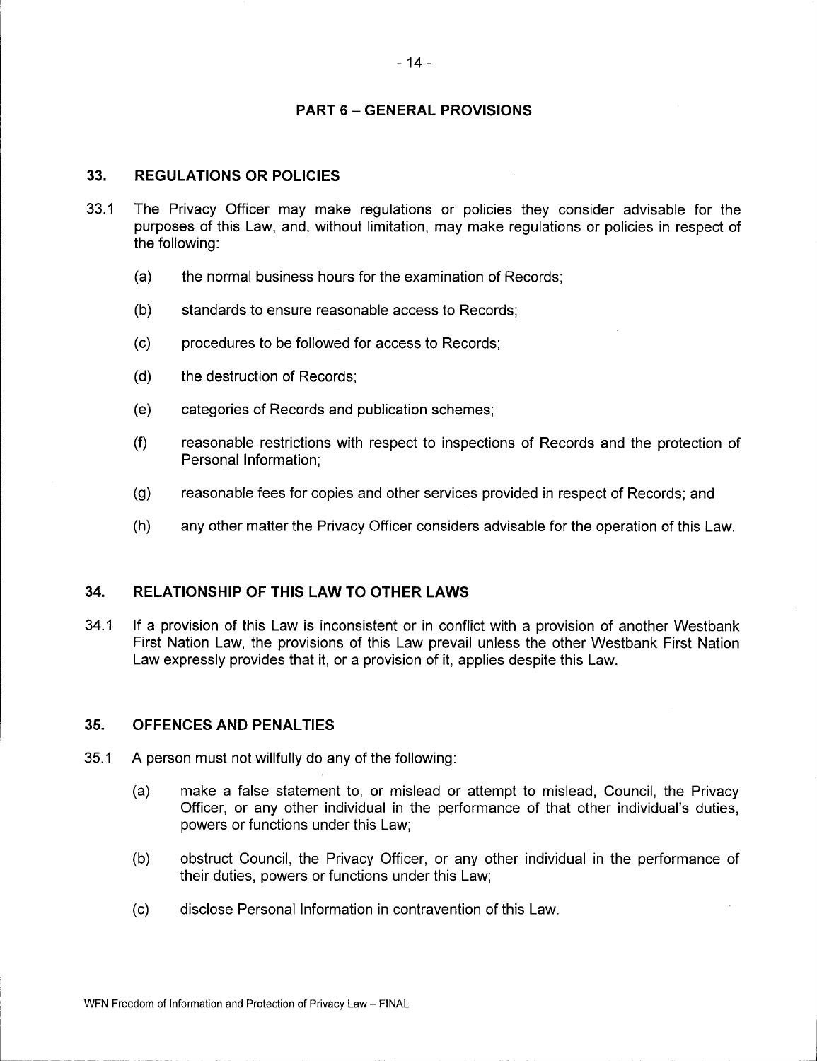## PART 6 – GENERAL PROVISIONS

### 33. REGULATIONS OR POLICIES

33.1 The Privacy Officer may make regulations or policies they consider advisable for the purposes of this Law, and, without limitation, may make regulations or policies in respect of the following:

(a) the normal business hours for the examination of Records;

(b) standards to ensure reasonable access to Records;

(c) procedures to be followed for access to Records;

(d) the destruction of Records;

(e) categories of Records and publication schemes;

(f) reasonable restrictions with respect to inspections of Records and the protection of Personal Information;

(g) reasonable fees for copies and other services provided in respect of Records; and

(h) any other matter the Privacy Officer considers advisable for the operation of this Law.

### 34. RELATIONSHIP OF THIS LAW TO OTHER LAWS

34.1 If a provision of this Law is inconsistent or in conflict with a provision of another Westbank First Nation Law, the provisions of this Law prevail unless the other Westbank First Nation Law expressly provides that it, or a provision of it, applies despite this Law.

### 35. OFFENCES AND PENALTIES

35.1 A person must not willfully do any of the following:

(a) make a false statement to, or mislead or attempt to mislead, Council, the Privacy Officer, or any other individual in the performance of that other individual's duties, powers or functions under this Law;

(b) obstruct Council, the Privacy Officer, or any other individual in the performance of their duties, powers or functions under this Law;

(c) disclose Personal Information in contravention of this Law.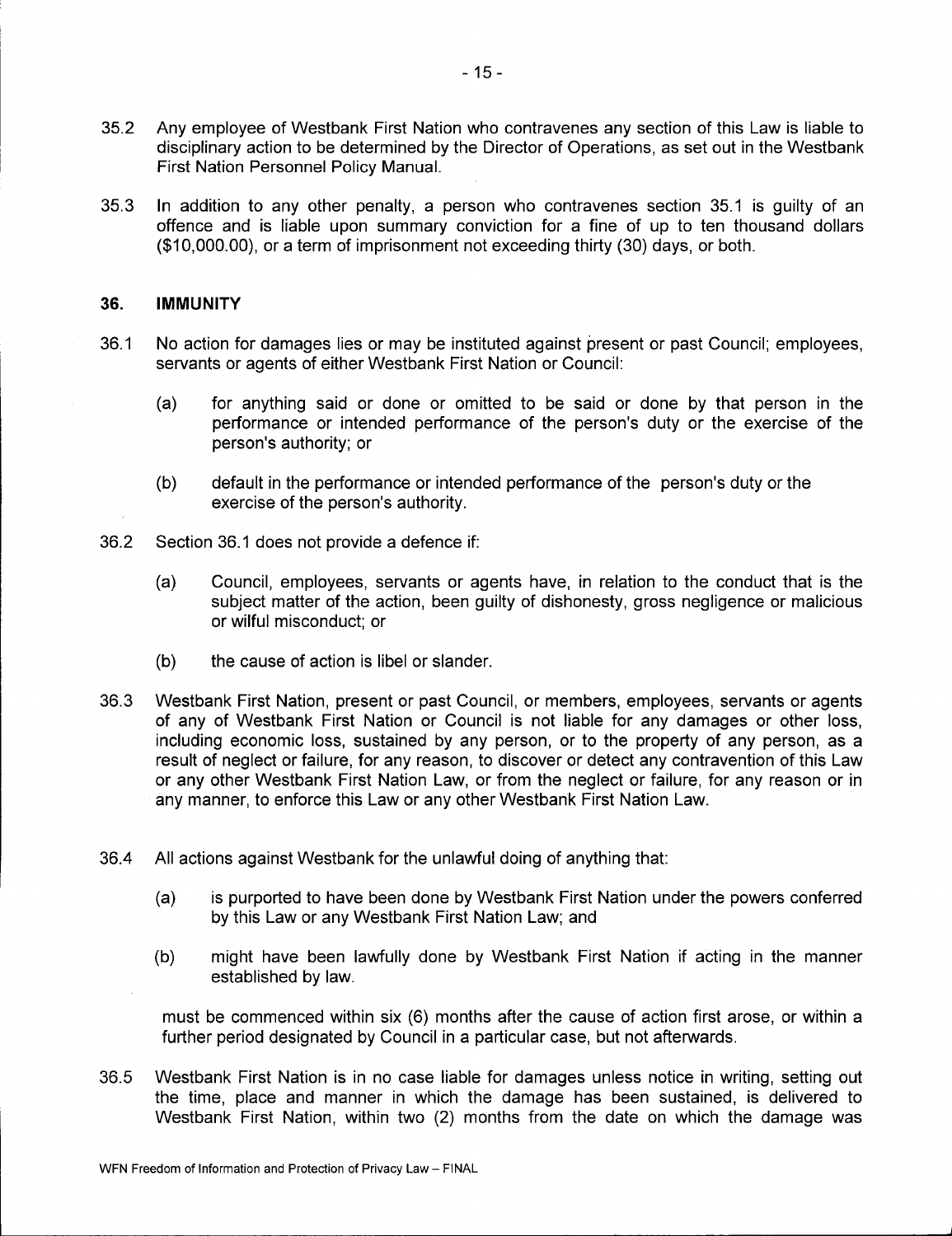35.2 Any employee of Westbank First Nation who contravenes any section of this Law is liable to disciplinary action to be determined by the Director of Operations, as set out in the Westbank First Nation Personnel Policy Manual.

35.3 In addition to any other penalty, a person who contravenes section 35.1 is guilty of an offence and is liable upon summary conviction for a fine of up to ten thousand dollars ($10,000.00), or a term of imprisonment not exceeding thirty (30) days, or both.

## 36. IMMUNITY

36.1 No action for damages lies or may be instituted against present or past Council; employees, servants or agents of either Westbank First Nation or Council:

(a) for anything said or done or omitted to be said or done by that person in the performance or intended performance of the person's duty or the exercise of the person's authority; or

(b) default in the performance or intended performance of the person's duty or the exercise of the person's authority.

36.2 Section 36.1 does not provide a defence if:

(a) Council, employees, servants or agents have, in relation to the conduct that is the subject matter of the action, been guilty of dishonesty, gross negligence or malicious or wilful misconduct; or

(b) the cause of action is libel or slander.

36.3 Westbank First Nation, present or past Council, or members, employees, servants or agents of any of Westbank First Nation or Council is not liable for any damages or other loss, including economic loss, sustained by any person, or to the property of any person, as a result of neglect or failure, for any reason, to discover or detect any contravention of this Law or any other Westbank First Nation Law, or from the neglect or failure, for any reason or in any manner, to enforce this Law or any other Westbank First Nation Law.

36.4 All actions against Westbank for the unlawful doing of anything that:

(a) is purported to have been done by Westbank First Nation under the powers conferred by this Law or any Westbank First Nation Law; and

(b) might have been lawfully done by Westbank First Nation if acting in the manner established by law.

must be commenced within six (6) months after the cause of action first arose, or within a further period designated by Council in a particular case, but not afterwards.

36.5 Westbank First Nation is in no case liable for damages unless notice in writing, setting out the time, place and manner in which the damage has been sustained, is delivered to Westbank First Nation, within two (2) months from the date on which the damage was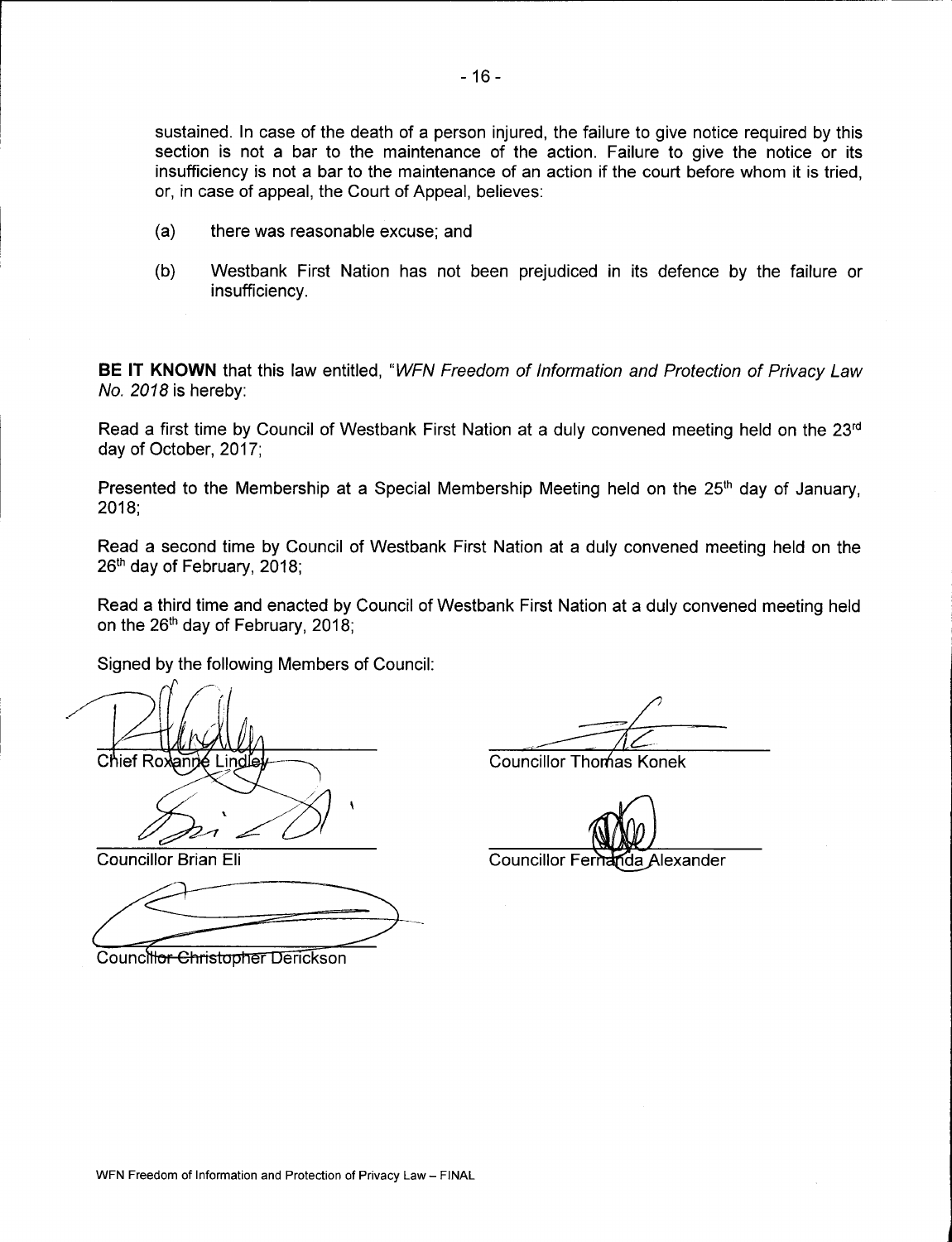sustained. In case of the death of a person injured, the failure to give notice required by this section is not a bar to the maintenance of the action. Failure to give the notice or its insufficiency is not a bar to the maintenance of an action if the court before whom it is tried, or, in case of appeal, the Court of Appeal, believes:

(a) there was reasonable excuse; and

(b) Westbank First Nation has not been prejudiced in its defence by the failure or insufficiency.

**BE IT KNOWN** that this law entitled, "*WFN Freedom of Information and Protection of Privacy Law No. 2018* is hereby:

Read a first time by Council of Westbank First Nation at a duly convened meeting held on the 23rd day of October, 2017;

Presented to the Membership at a Special Membership Meeting held on the 25th day of January, 2018;

Read a second time by Council of Westbank First Nation at a duly convened meeting held on the 26th day of February, 2018;

Read a third time and enacted by Council of Westbank First Nation at a duly convened meeting held on the 26th day of February, 2018;

Signed by the following Members of Council:

Chief Roxanne Lindley

Councillor Thomas Konek

Councillor Brian Eli

Councillor Fernanda Alexander

Councillor Christopher Derickson